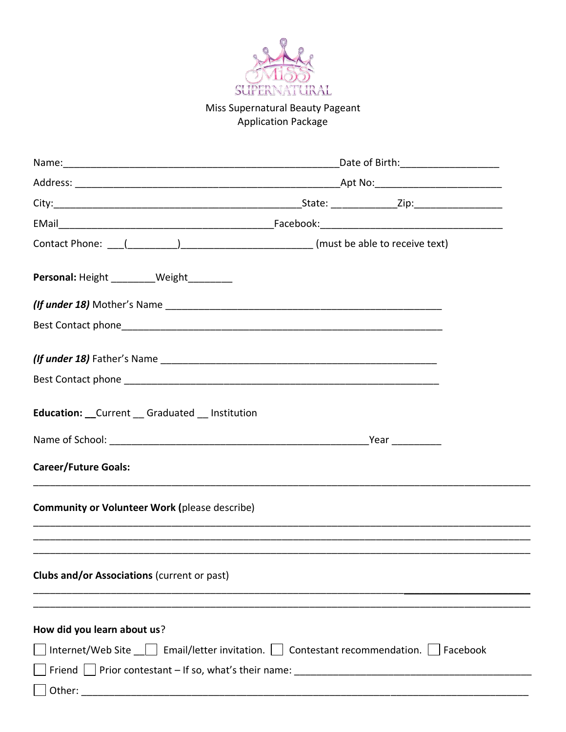MISS SUPERNATURAL

Miss Supernatural Beauty Pageant
Application Package

Name:___________________________________________________Date of Birth:__________________

Address: ________________________________________________Apt No:_______________________

City:_____________________________________________State: ____________Zip:________________

EMail________________________________________Facebook:_________________________________

Contact Phone: ___(_________)_______________________ (must be able to receive text)

**Personal:** Height ________Weight________

***(If under 18)*** Mother's Name ___________________________________________________

Best Contact phone___________________________________________________________

***(If under 18)*** Father's Name ___________________________________________________

Best Contact phone ___________________________________________________________

**Education:** __Current __ Graduated __ Institution

Name of School: ________________________________________________Year _________

**Career/Future Goals:**

_______________________________________________________________________________

**Community or Volunteer Work (**please describe)

_______________________________________________________________________________

_______________________________________________________________________________

_______________________________________________________________________________

**Clubs and/or Associations** (current or past)

_______________________________________________________________________________

_______________________________________________________________________________

**How did you learn about us**?

☐ Internet/Web Site __☐ Email/letter invitation. ☐ Contestant recommendation. ☐ Facebook

☐ Friend ☐ Prior contestant – If so, what's their name: ________________________________________

☐ Other: ___________________________________________________________________________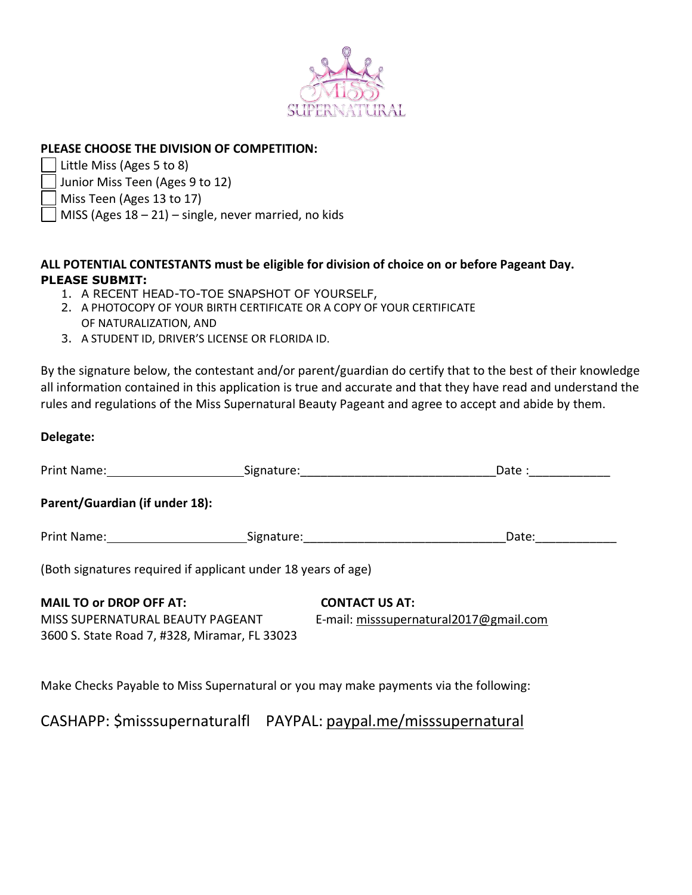**PLEASE CHOOSE THE DIVISION OF COMPETITION:**

- [ ] Little Miss (Ages 5 to 8)
- [ ] Junior Miss Teen (Ages 9 to 12)
- [ ] Miss Teen (Ages 13 to 17)
- [ ] MISS (Ages 18 – 21) – single, never married, no kids

**ALL POTENTIAL CONTESTANTS must be eligible for division of choice on or before Pageant Day.**

**PLEASE SUBMIT:**

1. A RECENT HEAD-TO-TOE SNAPSHOT OF YOURSELF,
2. A PHOTOCOPY OF YOUR BIRTH CERTIFICATE OR A COPY OF YOUR CERTIFICATE OF NATURALIZATION, AND
3. A STUDENT ID, DRIVER'S LICENSE OR FLORIDA ID.

By the signature below, the contestant and/or parent/guardian do certify that to the best of their knowledge all information contained in this application is true and accurate and that they have read and understand the rules and regulations of the Miss Supernatural Beauty Pageant and agree to accept and abide by them.

**Delegate:**

Print Name:____________________ Signature:____________________________ Date :____________

**Parent/Guardian (if under 18):**

Print Name:____________________ Signature:____________________________ Date:____________

(Both signatures required if applicant under 18 years of age)

**MAIL TO or DROP OFF AT:**
MISS SUPERNATURAL BEAUTY PAGEANT
3600 S. State Road 7, #328, Miramar, FL 33023

**CONTACT US AT:**
E-mail: misssupernatural2017@gmail.com

Make Checks Payable to Miss Supernatural or you may make payments via the following:

CASHAPP: $misssupernaturalfl PAYPAL: paypal.me/misssupernatural